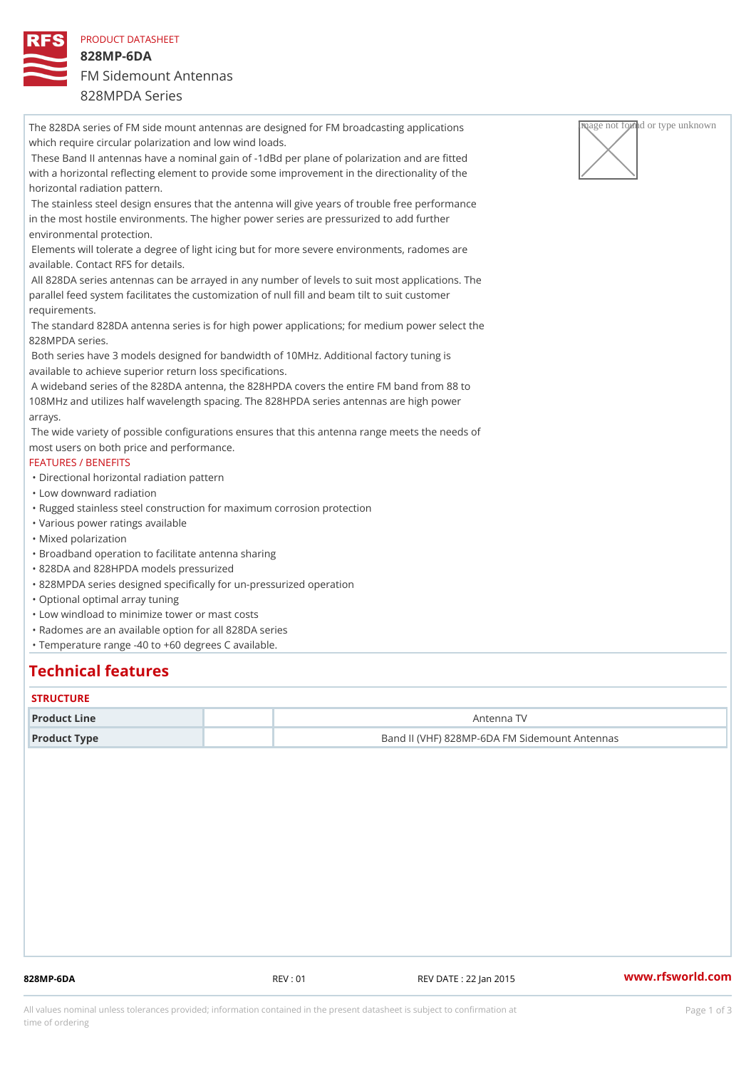PRODUCT DATASHEET

# 828MP-6DA

FM Sidemount Antennas

828MPDA Series

The 828DA series of FM side mount antennas are designed for FM broadcasting applications which require circular polarization and low wind loads.

These Band II antennas have a nominal gain of -1dBd per plane of polarization and are fitted with a horizontal reflecting element to provide some improvement in the directionality of the horizontal radiation pattern.

The stainless steel design ensures that the antenna will give years of trouble free performance in the most hostile environments. The higher power series are pressurized to add further environmental protection.

Elements will tolerate a degree of light icing but for more severe environments, radomes are available. Contact RFS for details.

All 828DA series antennas can be arrayed in any number of levels to suit most applications. The parallel feed system facilitates the customization of null fill and beam tilt to suit customer requirements.

The standard 828DA antenna series is for high power applications; for medium power select the 828MPDA series.

Both series have 3 models designed for bandwidth of 10MHz. Additional factory tuning is available to achieve superior return loss specifications.

A wideband series of the 828DA antenna, the 828HPDA covers the entire FM band from 88 to 108MHz and utilizes half wavelength spacing. The 828HPDA series antennas are high power arrays.

The wide variety of possible configurations ensures that this antenna range meets the needs of most users on both price and performance.

FEATURES / BENEFITS

- Directional horizontal radiation pattern
- Low downward radiation
- Rugged stainless steel construction for maximum corrosion protection
- Various power ratings available
- Mixed polarization
- Broadband operation to facilitate antenna sharing
- 828DA and 828HPDA models pressurized
- 828MPDA series designed specifically for un-pressurized operation
- Optional optimal array tuning
- Low windload to minimize tower or mast costs
- Radomes are an available option for all 828DA series
- Temperature range -40 to +60 degrees C available.

## Technical features

### STRUCTURE

| | | |
|---|---|---|
| **Product Line** | | Antenna TV |
| **Product Type** | | Band II (VHF) 828MP-6DA FM Sidemount Antennas |

828MP-6DA REV : 01 REV DATE : 22 Jan 2015 www.rfsworld.com

All values nominal unless tolerances provided; information contained in the present datasheet is subject to confirmation at time of ordering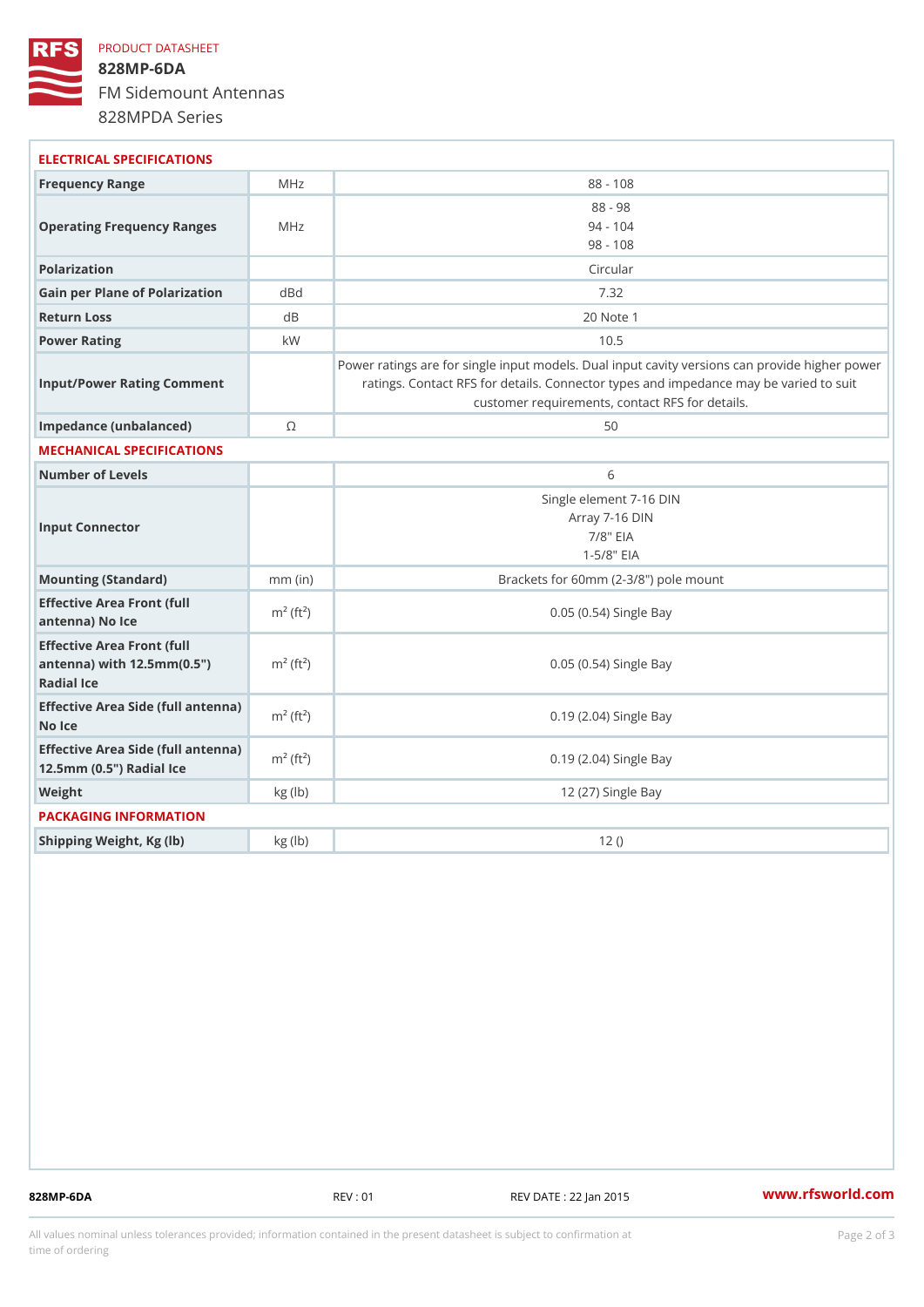PRODUCT DATASHEET

# 828MP-6DA

FM Sidemount Antennas

828MPDA Series

## ELECTRICAL SPECIFICATIONS

| | | |
|---|---|---|
| Frequency Range | MHz | 88 - 108 |
| Operating Frequency Ranges | MHz | 88 - 98<br>94 - 104<br>98 - 108 |
| Polarization | | Circular |
| Gain per Plane of Polarization | dBd | 7.32 |
| Return Loss | dB | 20 Note 1 |
| Power Rating | kW | 10.5 |
| Input/Power Rating Comment | | Power ratings are for single input models. Dual input cavity versions can provide higher power ratings. Contact RFS for details. Connector types and impedance may be varied to suit customer requirements, contact RFS for details. |
| Impedance (unbalanced) | Ω | 50 |

## MECHANICAL SPECIFICATIONS

| | | |
|---|---|---|
| Number of Levels | | 6 |
| Input Connector | | Single element 7-16 DIN<br>Array 7-16 DIN<br>7/8" EIA<br>1-5/8" EIA |
| Mounting (Standard) | mm (in) | Brackets for 60mm (2-3/8") pole mount |
| Effective Area Front (full antenna) No Ice | $m^2$ ($ft^2$) | 0.05 (0.54) Single Bay |
| Effective Area Front (full antenna) with 12.5mm(0.5") Radial Ice | $m^2$ ($ft^2$) | 0.05 (0.54) Single Bay |
| Effective Area Side (full antenna) No Ice | $m^2$ ($ft^2$) | 0.19 (2.04) Single Bay |
| Effective Area Side (full antenna) 12.5mm (0.5") Radial Ice | $m^2$ ($ft^2$) | 0.19 (2.04) Single Bay |
| Weight | kg (lb) | 12 (27) Single Bay |

## PACKAGING INFORMATION

| | | |
|---|---|---|
| Shipping Weight, Kg (lb) | kg (lb) | 12 () |

828MP-6DA REV : 01 REV DATE : 22 Jan 2015 www.rfsworld.com

All values nominal unless tolerances provided; information contained in the present datasheet is subject to confirmation at time of ordering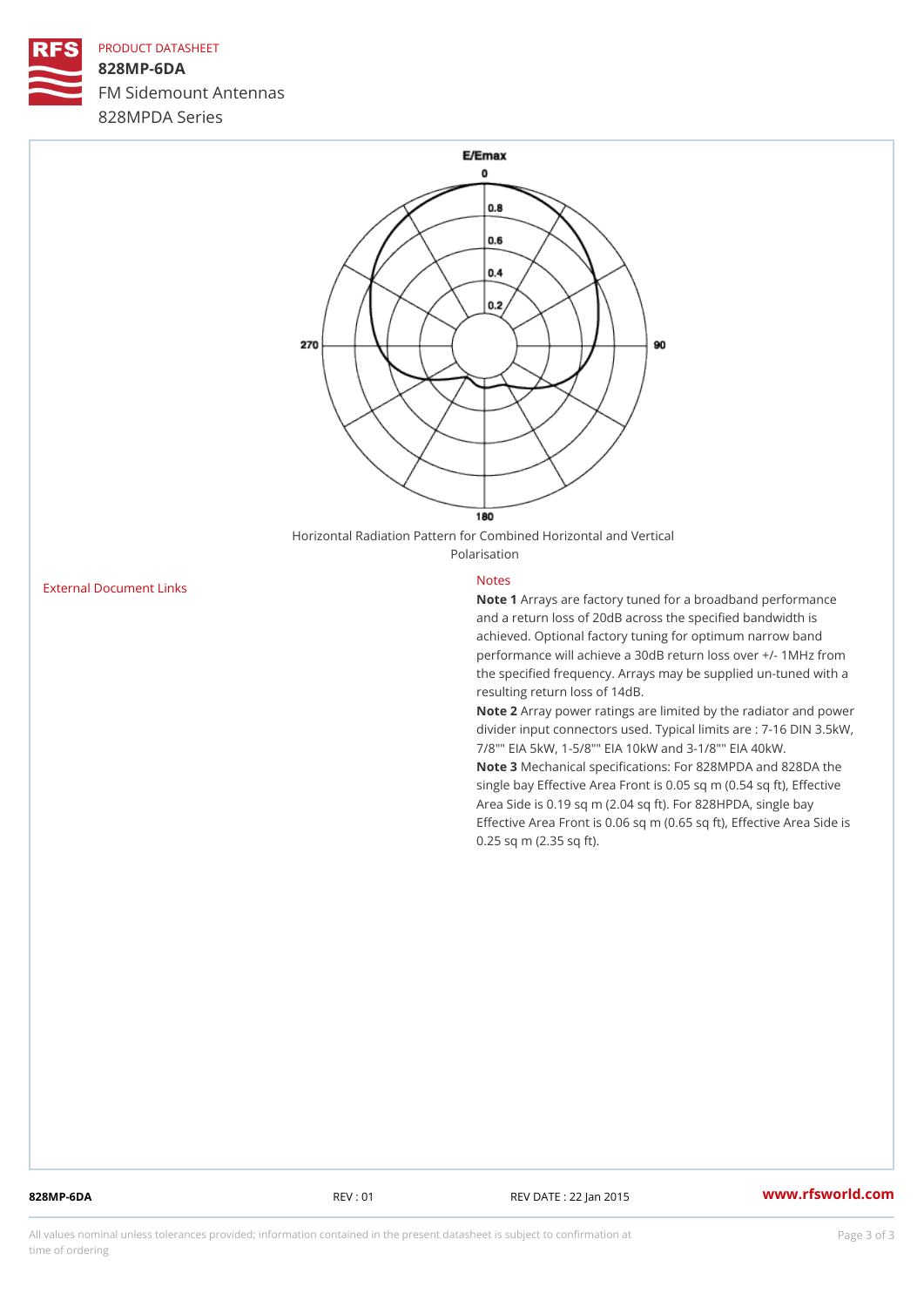PRODUCT DATASHEET

# 828MP-6DA

## FM Sidemount Antennas

## 828MPDA Series

E/Emax

0

0.8

0.6

0.4

0.2

270

90

180

Horizontal Radiation Pattern for Combined Horizontal and Vertical Polarisation

External Document Links

### Notes

**Note 1** Arrays are factory tuned for a broadband performance and a return loss of 20dB across the specified bandwidth is achieved. Optional factory tuning for optimum narrow band performance will achieve a 30dB return loss over +/- 1MHz from the specified frequency. Arrays may be supplied un-tuned with a resulting return loss of 14dB.

**Note 2** Array power ratings are limited by the radiator and power divider input connectors used. Typical limits are : 7-16 DIN 3.5kW, 7/8"" EIA 5kW, 1-5/8"" EIA 10kW and 3-1/8"" EIA 40kW.

**Note 3** Mechanical specifications: For 828MPDA and 828DA the single bay Effective Area Front is 0.05 sq m (0.54 sq ft), Effective Area Side is 0.19 sq m (2.04 sq ft). For 828HPDA, single bay Effective Area Front is 0.06 sq m (0.65 sq ft), Effective Area Side is 0.25 sq m (2.35 sq ft).

828MP-6DA REV : 01 REV DATE : 22 Jan 2015 www.rfsworld.com

All values nominal unless tolerances provided; information contained in the present datasheet is subject to confirmation at time of ordering